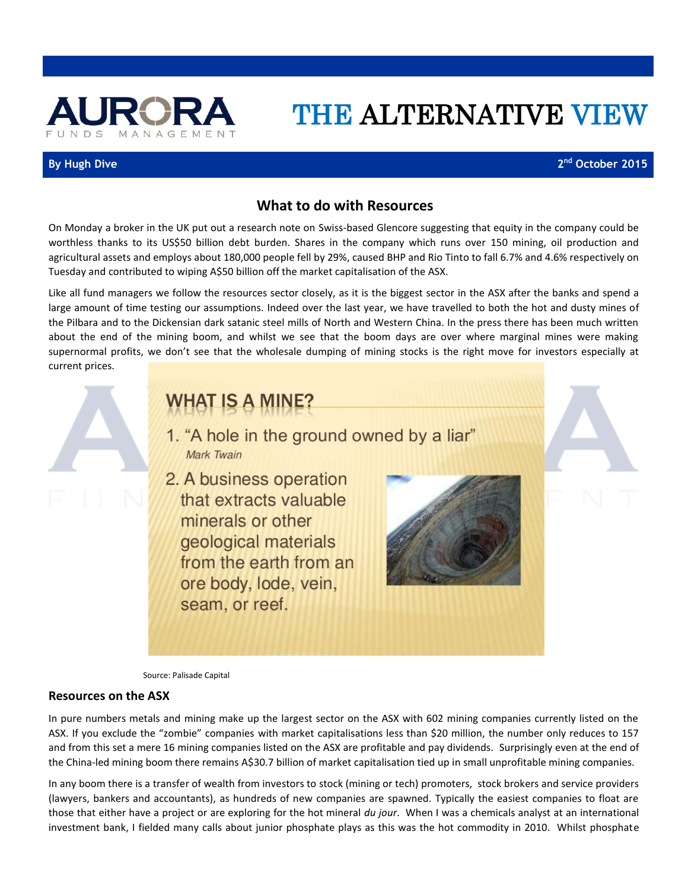# THE ALTERNATIVE VIEW

**By Hugh Dive** — **2nd October 2015**

## What to do with Resources

On Monday a broker in the UK put out a research note on Swiss-based Glencore suggesting that equity in the company could be worthless thanks to its US$50 billion debt burden. Shares in the company which runs over 150 mining, oil production and agricultural assets and employs about 180,000 people fell by 29%, caused BHP and Rio Tinto to fall 6.7% and 4.6% respectively on Tuesday and contributed to wiping A$50 billion off the market capitalisation of the ASX.

Like all fund managers we follow the resources sector closely, as it is the biggest sector in the ASX after the banks and spend a large amount of time testing our assumptions. Indeed over the last year, we have travelled to both the hot and dusty mines of the Pilbara and to the Dickensian dark satanic steel mills of North and Western China. In the press there has been much written about the end of the mining boom, and whilst we see that the boom days are over where marginal mines were making supernormal profits, we don't see that the wholesale dumping of mining stocks is the right move for investors especially at current prices.

**WHAT IS A MINE?**

1. "A hole in the ground owned by a liar"
   *Mark Twain*
2. A business operation that extracts valuable minerals or other geological materials from the earth from an ore body, lode, vein, seam, or reef.

Source: Palisade Capital

### Resources on the ASX

In pure numbers metals and mining make up the largest sector on the ASX with 602 mining companies currently listed on the ASX. If you exclude the "zombie" companies with market capitalisations less than $20 million, the number only reduces to 157 and from this set a mere 16 mining companies listed on the ASX are profitable and pay dividends. Surprisingly even at the end of the China-led mining boom there remains A$30.7 billion of market capitalisation tied up in small unprofitable mining companies.

In any boom there is a transfer of wealth from investors to stock (mining or tech) promoters, stock brokers and service providers (lawyers, bankers and accountants), as hundreds of new companies are spawned. Typically the easiest companies to float are those that either have a project or are exploring for the hot mineral *du jour*. When I was a chemicals analyst at an international investment bank, I fielded many calls about junior phosphate plays as this was the hot commodity in 2010. Whilst phosphate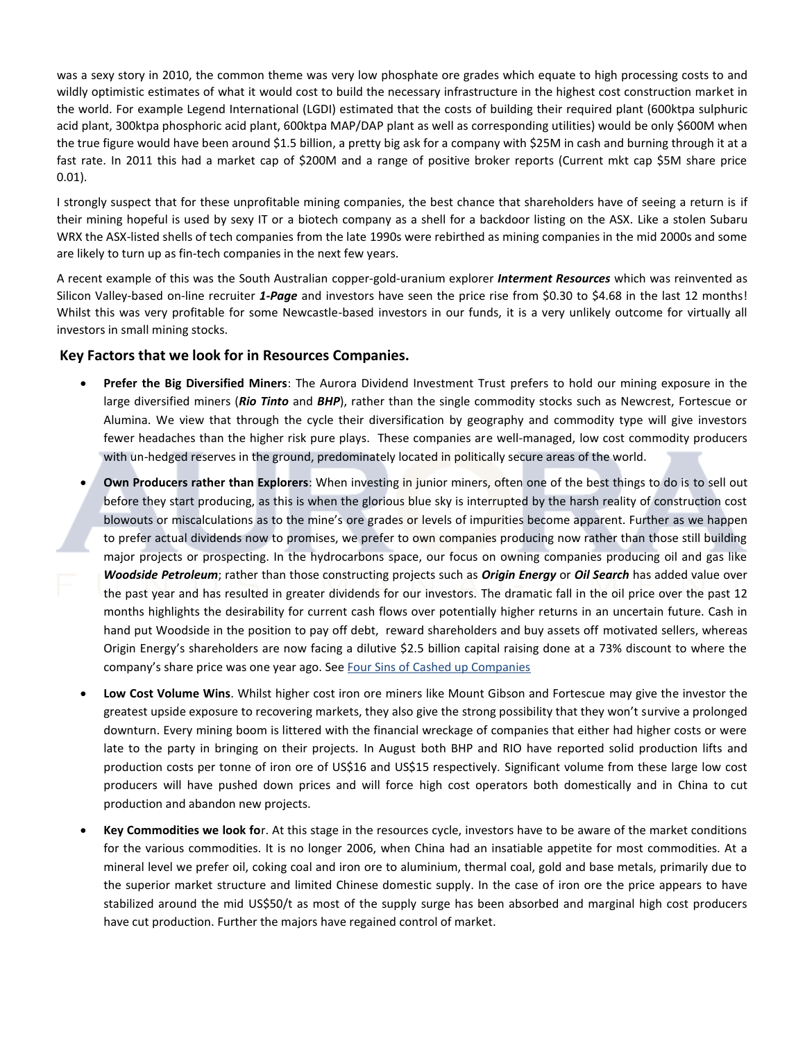was a sexy story in 2010, the common theme was very low phosphate ore grades which equate to high processing costs to and wildly optimistic estimates of what it would cost to build the necessary infrastructure in the highest cost construction market in the world. For example Legend International (LGDI) estimated that the costs of building their required plant (600ktpa sulphuric acid plant, 300ktpa phosphoric acid plant, 600ktpa MAP/DAP plant as well as corresponding utilities) would be only $600M when the true figure would have been around $1.5 billion, a pretty big ask for a company with $25M in cash and burning through it at a fast rate. In 2011 this had a market cap of $200M and a range of positive broker reports (Current mkt cap $5M share price 0.01).

I strongly suspect that for these unprofitable mining companies, the best chance that shareholders have of seeing a return is if their mining hopeful is used by sexy IT or a biotech company as a shell for a backdoor listing on the ASX. Like a stolen Subaru WRX the ASX-listed shells of tech companies from the late 1990s were rebirthed as mining companies in the mid 2000s and some are likely to turn up as fin-tech companies in the next few years.

A recent example of this was the South Australian copper-gold-uranium explorer ***Interment Resources*** which was reinvented as Silicon Valley-based on-line recruiter ***1-Page*** and investors have seen the price rise from $0.30 to $4.68 in the last 12 months! Whilst this was very profitable for some Newcastle-based investors in our funds, it is a very unlikely outcome for virtually all investors in small mining stocks.

## Key Factors that we look for in Resources Companies.

- **Prefer the Big Diversified Miners**: The Aurora Dividend Investment Trust prefers to hold our mining exposure in the large diversified miners (***Rio Tinto*** and ***BHP***), rather than the single commodity stocks such as Newcrest, Fortescue or Alumina. We view that through the cycle their diversification by geography and commodity type will give investors fewer headaches than the higher risk pure plays. These companies are well-managed, low cost commodity producers with un-hedged reserves in the ground, predominately located in politically secure areas of the world.
- **Own Producers rather than Explorers**: When investing in junior miners, often one of the best things to do is to sell out before they start producing, as this is when the glorious blue sky is interrupted by the harsh reality of construction cost blowouts or miscalculations as to the mine's ore grades or levels of impurities become apparent. Further as we happen to prefer actual dividends now to promises, we prefer to own companies producing now rather than those still building major projects or prospecting. In the hydrocarbons space, our focus on owning companies producing oil and gas like ***Woodside Petroleum***; rather than those constructing projects such as ***Origin Energy*** or ***Oil Search*** has added value over the past year and has resulted in greater dividends for our investors. The dramatic fall in the oil price over the past 12 months highlights the desirability for current cash flows over potentially higher returns in an uncertain future. Cash in hand put Woodside in the position to pay off debt, reward shareholders and buy assets off motivated sellers, whereas Origin Energy's shareholders are now facing a dilutive $2.5 billion capital raising done at a 73% discount to where the company's share price was one year ago. See [Four Sins of Cashed up Companies]
- **Low Cost Volume Wins**. Whilst higher cost iron ore miners like Mount Gibson and Fortescue may give the investor the greatest upside exposure to recovering markets, they also give the strong possibility that they won't survive a prolonged downturn. Every mining boom is littered with the financial wreckage of companies that either had higher costs or were late to the party in bringing on their projects. In August both BHP and RIO have reported solid production lifts and production costs per tonne of iron ore of US$16 and US$15 respectively. Significant volume from these large low cost producers will have pushed down prices and will force high cost operators both domestically and in China to cut production and abandon new projects.
- **Key Commodities we look for**. At this stage in the resources cycle, investors have to be aware of the market conditions for the various commodities. It is no longer 2006, when China had an insatiable appetite for most commodities. At a mineral level we prefer oil, coking coal and iron ore to aluminium, thermal coal, gold and base metals, primarily due to the superior market structure and limited Chinese domestic supply. In the case of iron ore the price appears to have stabilized around the mid US$50/t as most of the supply surge has been absorbed and marginal high cost producers have cut production. Further the majors have regained control of market.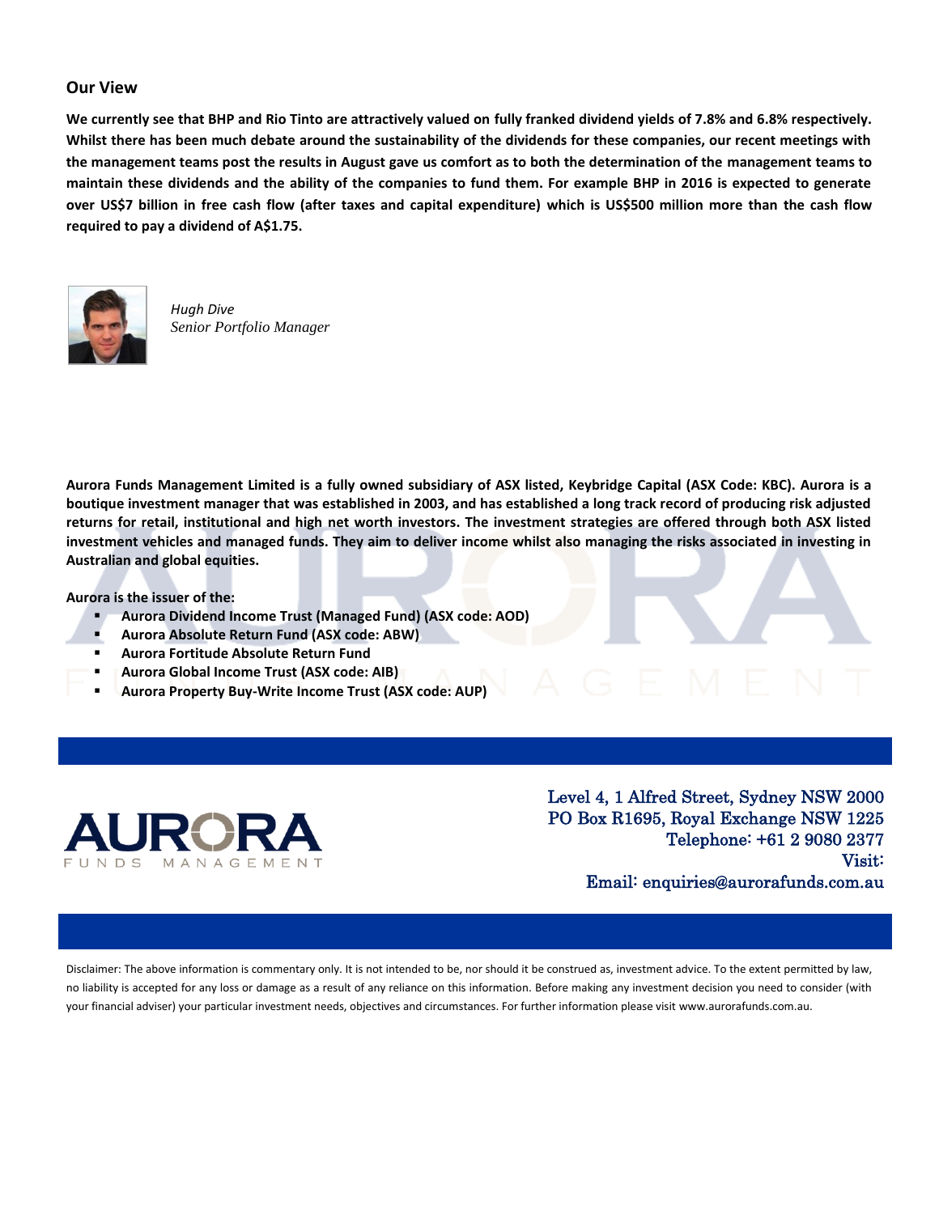## Our View

**We currently see that BHP and Rio Tinto are attractively valued on fully franked dividend yields of 7.8% and 6.8% respectively. Whilst there has been much debate around the sustainability of the dividends for these companies, our recent meetings with the management teams post the results in August gave us comfort as to both the determination of the management teams to maintain these dividends and the ability of the companies to fund them. For example BHP in 2016 is expected to generate over US$7 billion in free cash flow (after taxes and capital expenditure) which is US$500 million more than the cash flow required to pay a dividend of A$1.75.**

*Hugh Dive*
*Senior Portfolio Manager*

**Aurora Funds Management Limited is a fully owned subsidiary of ASX listed, Keybridge Capital (ASX Code: KBC). Aurora is a boutique investment manager that was established in 2003, and has established a long track record of producing risk adjusted returns for retail, institutional and high net worth investors. The investment strategies are offered through both ASX listed investment vehicles and managed funds. They aim to deliver income whilst also managing the risks associated in investing in Australian and global equities.**

**Aurora is the issuer of the:**

- **Aurora Dividend Income Trust (Managed Fund) (ASX code: AOD)**
- **Aurora Absolute Return Fund (ASX code: ABW)**
- **Aurora Fortitude Absolute Return Fund**
- **Aurora Global Income Trust (ASX code: AIB)**
- **Aurora Property Buy-Write Income Trust (ASX code: AUP)**

AURORA
FUNDS MANAGEMENT

Level 4, 1 Alfred Street, Sydney NSW 2000
PO Box R1695, Royal Exchange NSW 1225
Telephone: +61 2 9080 2377
Visit:
Email: enquiries@aurorafunds.com.au

Disclaimer: The above information is commentary only. It is not intended to be, nor should it be construed as, investment advice. To the extent permitted by law, no liability is accepted for any loss or damage as a result of any reliance on this information. Before making any investment decision you need to consider (with your financial adviser) your particular investment needs, objectives and circumstances. For further information please visit www.aurorafunds.com.au.